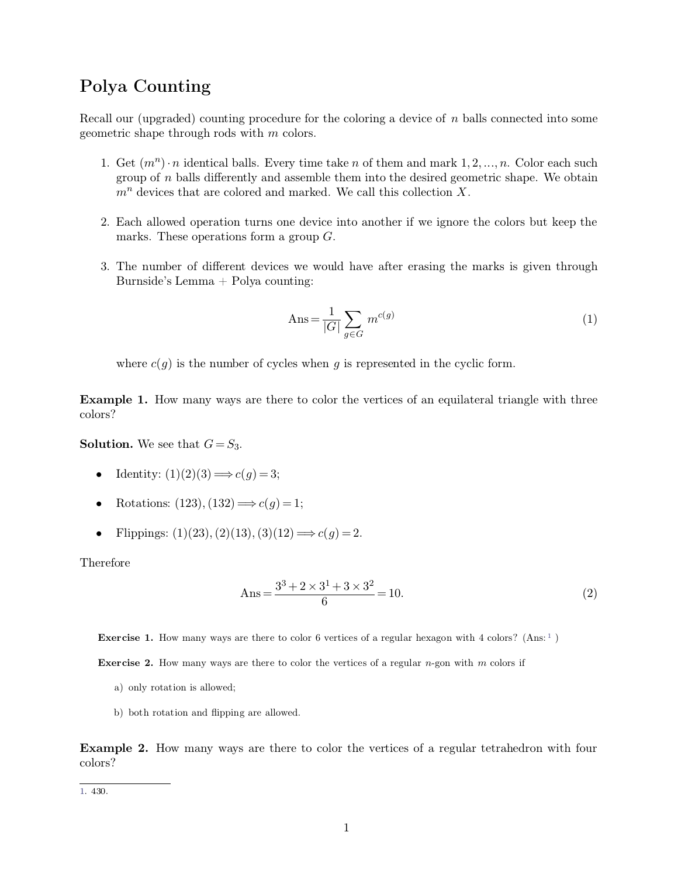# Polya Counting

Recall our (upgraded) counting procedure for the coloring a device of $n$ balls connected into some geometric shape through rods with $m$ colors.

1. Get $(m^n) \cdot n$ identical balls. Every time take $n$ of them and mark $1, 2, \ldots, n$. Color each such group of $n$ balls differently and assemble them into the desired geometric shape. We obtain $m^n$ devices that are colored and marked. We call this collection $X$.

2. Each allowed operation turns one device into another if we ignore the colors but keep the marks. These operations form a group $G$.

3. The number of different devices we would have after erasing the marks is given through Burnside's Lemma + Polya counting:

$$\text{Ans} = \frac{1}{|G|} \sum_{g \in G} m^{c(g)} \tag{1}$$

   where $c(g)$ is the number of cycles when $g$ is represented in the cyclic form.

**Example 1.** How many ways are there to color the vertices of an equilateral triangle with three colors?

**Solution.** We see that $G = S_3$.

- Identity: $(1)(2)(3) \Longrightarrow c(g) = 3$;
- Rotations: $(123), (132) \Longrightarrow c(g) = 1$;
- Flippings: $(1)(23), (2)(13), (3)(12) \Longrightarrow c(g) = 2$.

Therefore

$$\text{Ans} = \frac{3^3 + 2 \times 3^1 + 3 \times 3^2}{6} = 10. \tag{2}$$

**Exercise 1.** How many ways are there to color 6 vertices of a regular hexagon with 4 colors? (Ans:[1] )

**Exercise 2.** How many ways are there to color the vertices of a regular $n$-gon with $m$ colors if

a) only rotation is allowed;

b) both rotation and flipping are allowed.

**Example 2.** How many ways are there to color the vertices of a regular tetrahedron with four colors?

[1] 430.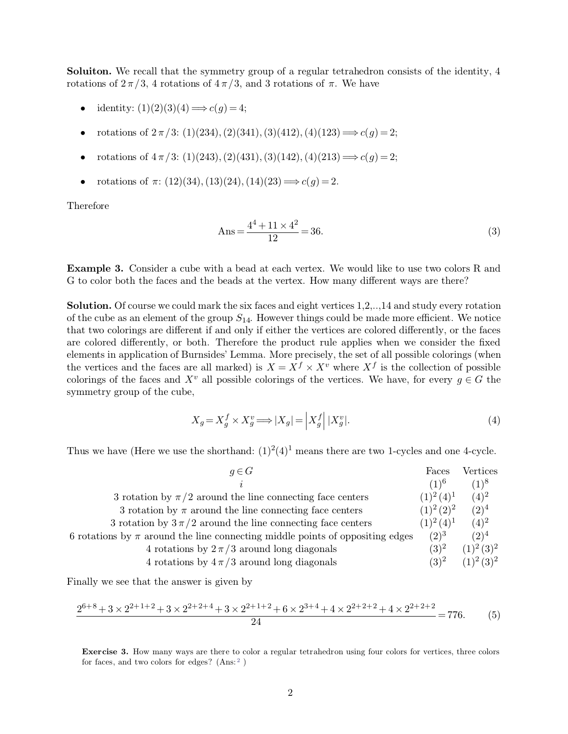**Soluiton.** We recall that the symmetry group of a regular tetrahedron consists of the identity, 4 rotations of $2\pi/3$, 4 rotations of $4\pi/3$, and 3 rotations of $\pi$. We have

- identity: $(1)(2)(3)(4) \Longrightarrow c(g) = 4$;
- rotations of $2\pi/3$: $(1)(234), (2)(341), (3)(412), (4)(123) \Longrightarrow c(g) = 2$;
- rotations of $4\pi/3$: $(1)(243), (2)(431), (3)(142), (4)(213) \Longrightarrow c(g) = 2$;
- rotations of $\pi$: $(12)(34), (13)(24), (14)(23) \Longrightarrow c(g) = 2$.

Therefore

$$\text{Ans} = \frac{4^4 + 11 \times 4^2}{12} = 36. \tag{3}$$

**Example 3.** Consider a cube with a bead at each vertex. We would like to use two colors R and G to color both the faces and the beads at the vertex. How many different ways are there?

**Solution.** Of course we could mark the six faces and eight vertices 1,2,..,14 and study every rotation of the cube as an element of the group $S_{14}$. However things could be made more efficient. We notice that two colorings are different if and only if either the vertices are colored differently, or the faces are colored differently, or both. Therefore the product rule applies when we consider the fixed elements in application of Burnsides' Lemma. More precisely, the set of all possible colorings (when the vertices and the faces are all marked) is $X = X^f \times X^v$ where $X^f$ is the collection of possible colorings of the faces and $X^v$ all possible colorings of the vertices. We have, for every $g \in G$ the symmetry group of the cube,

$$X_g = X_g^f \times X_g^v \Longrightarrow |X_g| = \left|X_g^f\right| |X_g^v|. \tag{4}$$

Thus we have (Here we use the shorthand: $(1)^2(4)^1$ means there are two 1-cycles and one 4-cycle.

| $g \in G$ | Faces | Vertices |
|---|---|---|
| $i$ | $(1)^6$ | $(1)^8$ |
| 3 rotation by $\pi/2$ around the line connecting face centers | $(1)^2(4)^1$ | $(4)^2$ |
| 3 rotation by $\pi$ around the line connecting face centers | $(1)^2(2)^2$ | $(2)^4$ |
| 3 rotation by $3\pi/2$ around the line connecting face centers | $(1)^2(4)^1$ | $(4)^2$ |
| 6 rotations by $\pi$ around the line connecting middle points of oppositing edges | $(2)^3$ | $(2)^4$ |
| 4 rotations by $2\pi/3$ around long diagonals | $(3)^2$ | $(1)^2(3)^2$ |
| 4 rotations by $4\pi/3$ around long diagonals | $(3)^2$ | $(1)^2(3)^2$ |

Finally we see that the answer is given by

$$\frac{2^{6+8} + 3 \times 2^{2+1+2} + 3 \times 2^{2+2+4} + 3 \times 2^{2+1+2} + 6 \times 2^{3+4} + 4 \times 2^{2+2+2} + 4 \times 2^{2+2+2}}{24} = 776. \tag{5}$$

**Exercise 3.** How many ways are there to color a regular tetrahedron using four colors for vertices, three colors for faces, and two colors for edges? (Ans:[2] )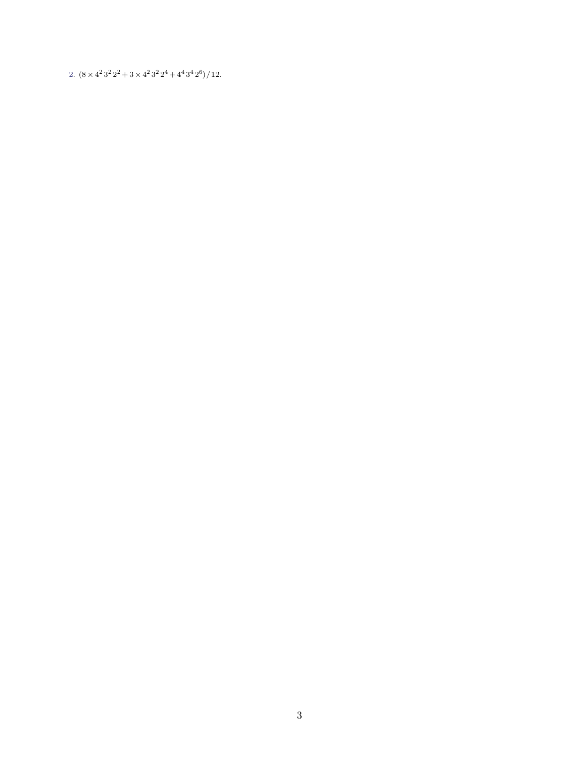2. $(8 \times 4^2\, 3^2\, 2^2 + 3 \times 4^2\, 3^2\, 2^4 + 4^4\, 3^4\, 2^6)/12$.